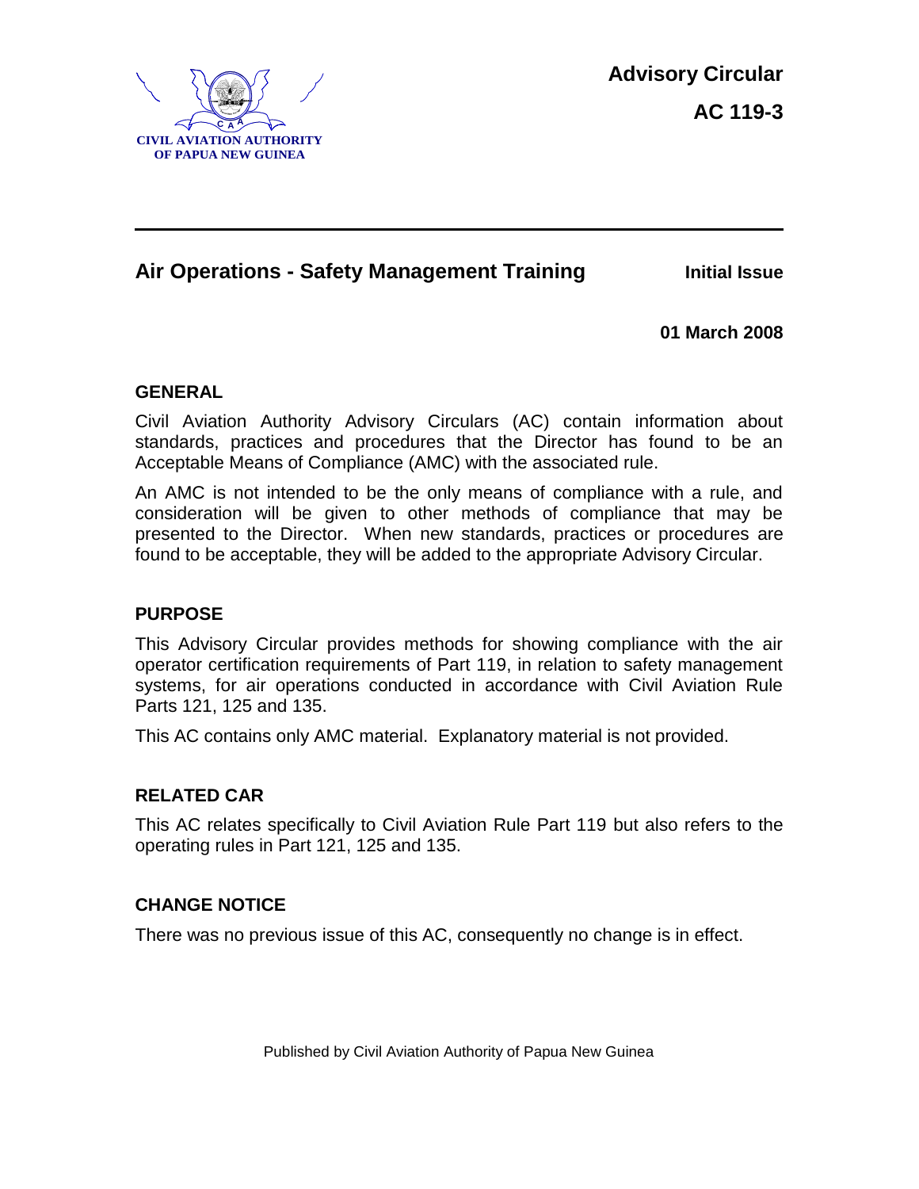**CIVIL AVIATION AUTHORITY OF PAPUA NEW GUINEA**

**Advisory Circular**

**AC 119-3**

---

## Air Operations - Safety Management Training

**Initial Issue**

**01 March 2008**

### GENERAL

Civil Aviation Authority Advisory Circulars (AC) contain information about standards, practices and procedures that the Director has found to be an Acceptable Means of Compliance (AMC) with the associated rule.

An AMC is not intended to be the only means of compliance with a rule, and consideration will be given to other methods of compliance that may be presented to the Director. When new standards, practices or procedures are found to be acceptable, they will be added to the appropriate Advisory Circular.

### PURPOSE

This Advisory Circular provides methods for showing compliance with the air operator certification requirements of Part 119, in relation to safety management systems, for air operations conducted in accordance with Civil Aviation Rule Parts 121, 125 and 135.

This AC contains only AMC material. Explanatory material is not provided.

### RELATED CAR

This AC relates specifically to Civil Aviation Rule Part 119 but also refers to the operating rules in Part 121, 125 and 135.

### CHANGE NOTICE

There was no previous issue of this AC, consequently no change is in effect.

Published by Civil Aviation Authority of Papua New Guinea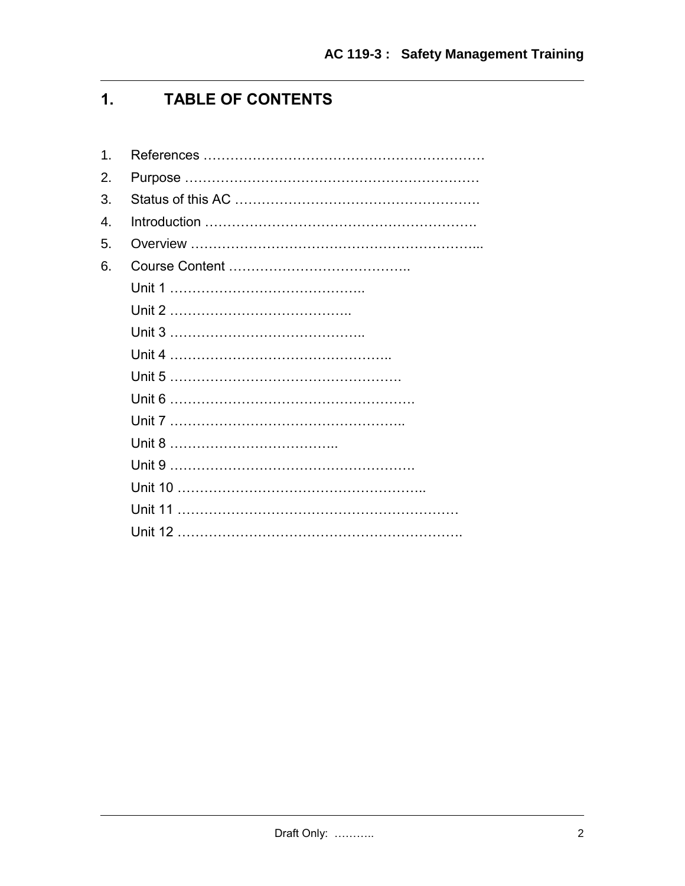## 1. TABLE OF CONTENTS

1. References ………………………………………………………
2. Purpose …………………………………………………………
3. Status of this AC ……………………………………………….
4. Introduction …………………………………………………….
5. Overview ………………………………………………………...
6. Course Content …………………………………..
   - Unit 1 ……………………………………..
   - Unit 2 …………………………………..
   - Unit 3 ……………………………………..
   - Unit 4 …………………………………………..
   - Unit 5 …………………………………………….
   - Unit 6 ……………………………………………….
   - Unit 7 ……………………………………………..
   - Unit 8 ………………………………..
   - Unit 9 ……………………………………………….
   - Unit 10 ………………………………………………..
   - Unit 11 ……………………………………………………
   - Unit 12 ……………………………………………………….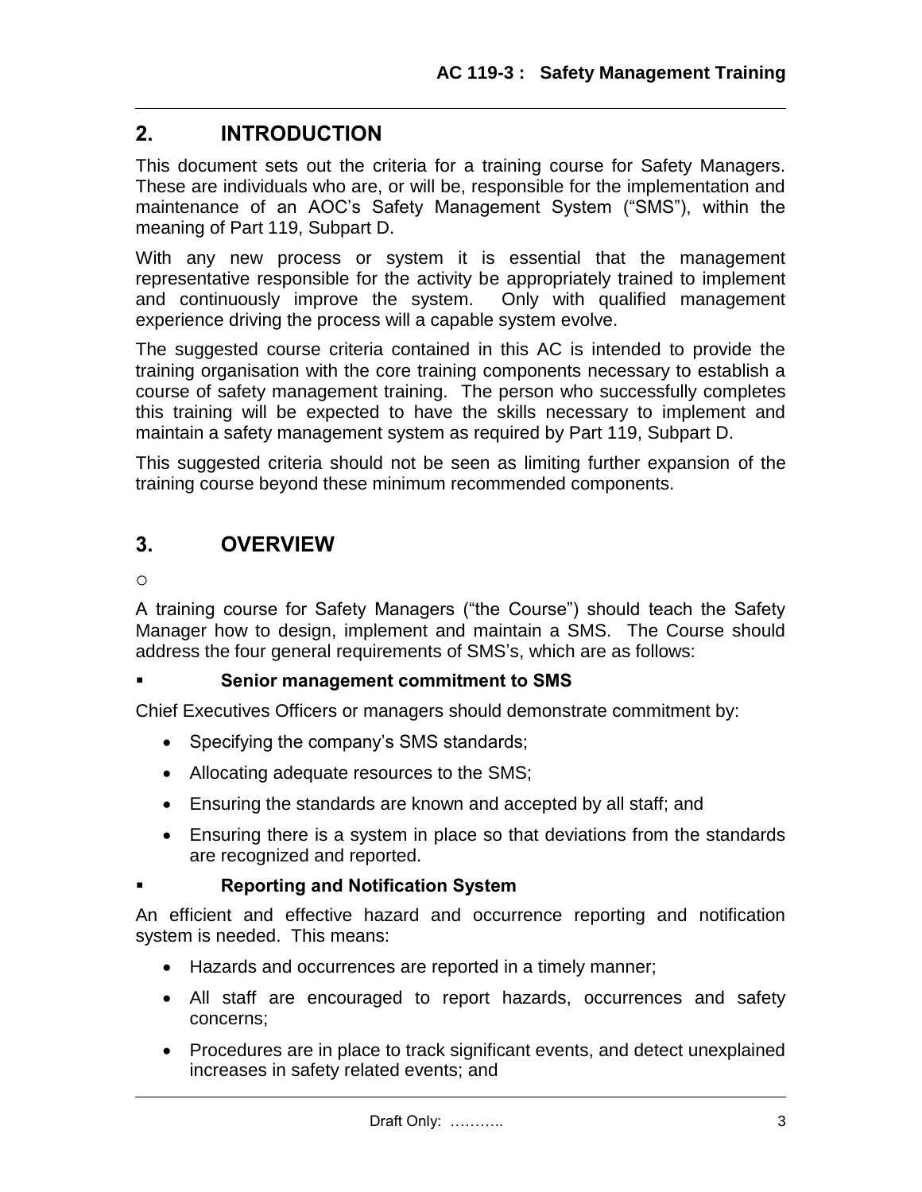## 2. INTRODUCTION

This document sets out the criteria for a training course for Safety Managers. These are individuals who are, or will be, responsible for the implementation and maintenance of an AOC's Safety Management System ("SMS"), within the meaning of Part 119, Subpart D.

With any new process or system it is essential that the management representative responsible for the activity be appropriately trained to implement and continuously improve the system. Only with qualified management experience driving the process will a capable system evolve.

The suggested course criteria contained in this AC is intended to provide the training organisation with the core training components necessary to establish a course of safety management training. The person who successfully completes this training will be expected to have the skills necessary to implement and maintain a safety management system as required by Part 119, Subpart D.

This suggested criteria should not be seen as limiting further expansion of the training course beyond these minimum recommended components.

## 3. OVERVIEW

o

A training course for Safety Managers ("the Course") should teach the Safety Manager how to design, implement and maintain a SMS. The Course should address the four general requirements of SMS's, which are as follows:

- **Senior management commitment to SMS**

Chief Executives Officers or managers should demonstrate commitment by:

- Specifying the company's SMS standards;
- Allocating adequate resources to the SMS;
- Ensuring the standards are known and accepted by all staff; and
- Ensuring there is a system in place so that deviations from the standards are recognized and reported.

- **Reporting and Notification System**

An efficient and effective hazard and occurrence reporting and notification system is needed. This means:

- Hazards and occurrences are reported in a timely manner;
- All staff are encouraged to report hazards, occurrences and safety concerns;
- Procedures are in place to track significant events, and detect unexplained increases in safety related events; and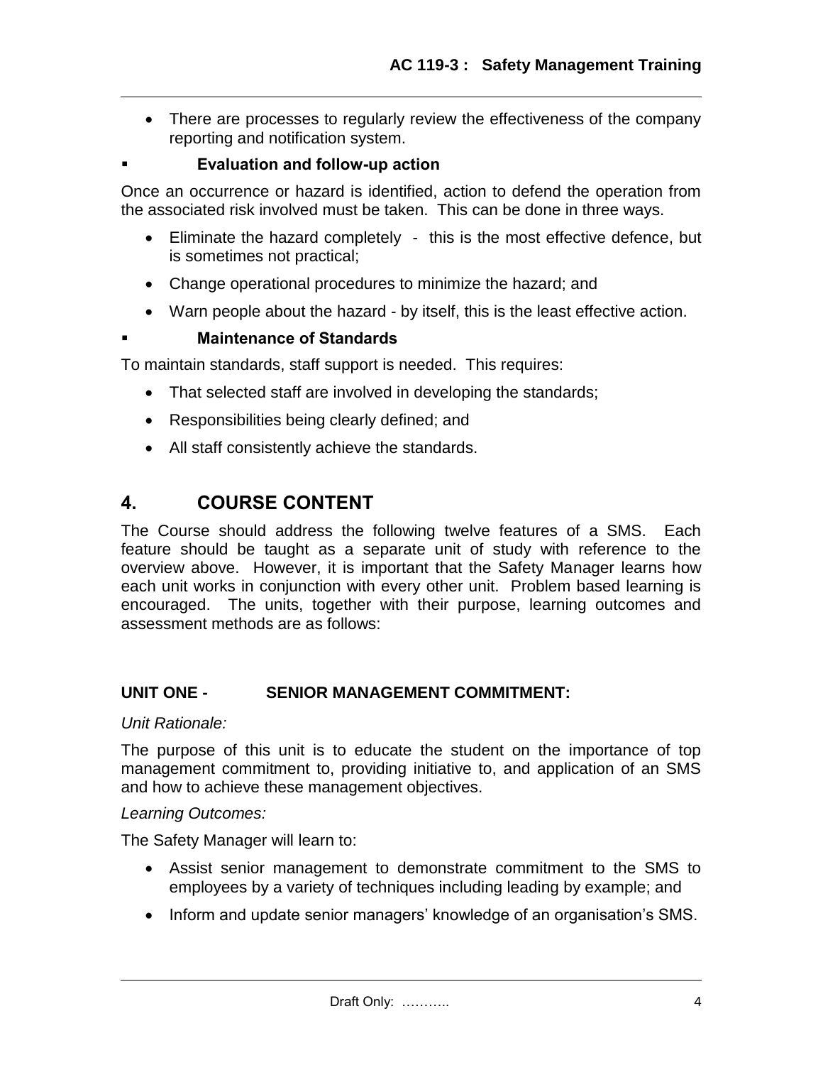- There are processes to regularly review the effectiveness of the company reporting and notification system.

- **Evaluation and follow-up action**

Once an occurrence or hazard is identified, action to defend the operation from the associated risk involved must be taken. This can be done in three ways.

- Eliminate the hazard completely - this is the most effective defence, but is sometimes not practical;
- Change operational procedures to minimize the hazard; and
- Warn people about the hazard - by itself, this is the least effective action.

- **Maintenance of Standards**

To maintain standards, staff support is needed. This requires:

- That selected staff are involved in developing the standards;
- Responsibilities being clearly defined; and
- All staff consistently achieve the standards.

## 4. COURSE CONTENT

The Course should address the following twelve features of a SMS. Each feature should be taught as a separate unit of study with reference to the overview above. However, it is important that the Safety Manager learns how each unit works in conjunction with every other unit. Problem based learning is encouraged. The units, together with their purpose, learning outcomes and assessment methods are as follows:

### UNIT ONE - SENIOR MANAGEMENT COMMITMENT:

*Unit Rationale:*

The purpose of this unit is to educate the student on the importance of top management commitment to, providing initiative to, and application of an SMS and how to achieve these management objectives.

*Learning Outcomes:*

The Safety Manager will learn to:

- Assist senior management to demonstrate commitment to the SMS to employees by a variety of techniques including leading by example; and
- Inform and update senior managers' knowledge of an organisation's SMS.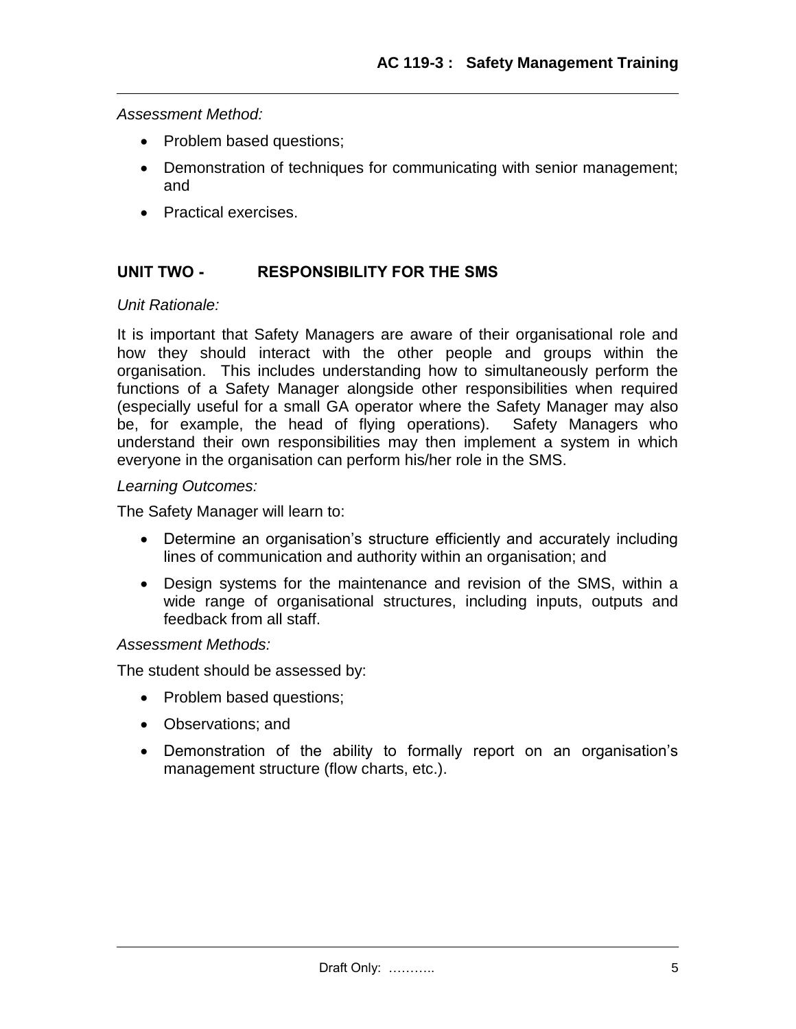*Assessment Method:*

- Problem based questions;
- Demonstration of techniques for communicating with senior management; and
- Practical exercises.

## UNIT TWO - RESPONSIBILITY FOR THE SMS

*Unit Rationale:*

It is important that Safety Managers are aware of their organisational role and how they should interact with the other people and groups within the organisation. This includes understanding how to simultaneously perform the functions of a Safety Manager alongside other responsibilities when required (especially useful for a small GA operator where the Safety Manager may also be, for example, the head of flying operations). Safety Managers who understand their own responsibilities may then implement a system in which everyone in the organisation can perform his/her role in the SMS.

*Learning Outcomes:*

The Safety Manager will learn to:

- Determine an organisation's structure efficiently and accurately including lines of communication and authority within an organisation; and
- Design systems for the maintenance and revision of the SMS, within a wide range of organisational structures, including inputs, outputs and feedback from all staff.

*Assessment Methods:*

The student should be assessed by:

- Problem based questions;
- Observations; and
- Demonstration of the ability to formally report on an organisation's management structure (flow charts, etc.).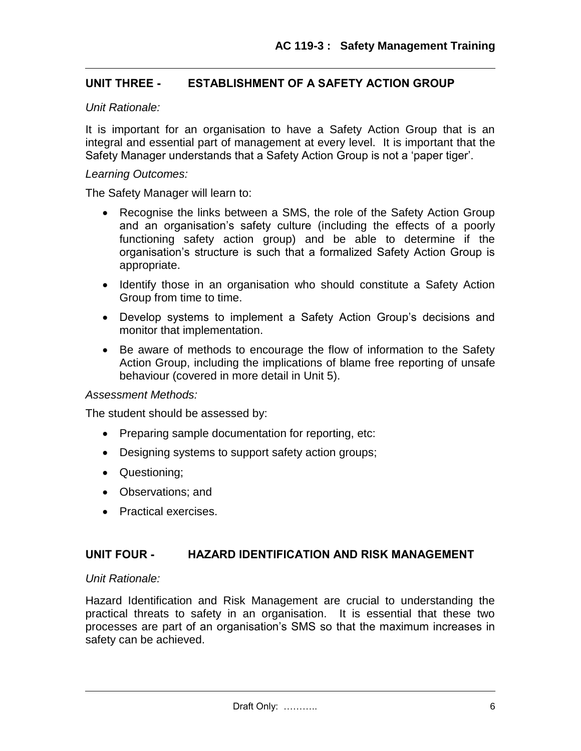## UNIT THREE - ESTABLISHMENT OF A SAFETY ACTION GROUP

*Unit Rationale:*

It is important for an organisation to have a Safety Action Group that is an integral and essential part of management at every level. It is important that the Safety Manager understands that a Safety Action Group is not a 'paper tiger'.

*Learning Outcomes:*

The Safety Manager will learn to:

- Recognise the links between a SMS, the role of the Safety Action Group and an organisation's safety culture (including the effects of a poorly functioning safety action group) and be able to determine if the organisation's structure is such that a formalized Safety Action Group is appropriate.
- Identify those in an organisation who should constitute a Safety Action Group from time to time.
- Develop systems to implement a Safety Action Group's decisions and monitor that implementation.
- Be aware of methods to encourage the flow of information to the Safety Action Group, including the implications of blame free reporting of unsafe behaviour (covered in more detail in Unit 5).

*Assessment Methods:*

The student should be assessed by:

- Preparing sample documentation for reporting, etc:
- Designing systems to support safety action groups;
- Questioning;
- Observations; and
- Practical exercises.

## UNIT FOUR - HAZARD IDENTIFICATION AND RISK MANAGEMENT

*Unit Rationale:*

Hazard Identification and Risk Management are crucial to understanding the practical threats to safety in an organisation. It is essential that these two processes are part of an organisation's SMS so that the maximum increases in safety can be achieved.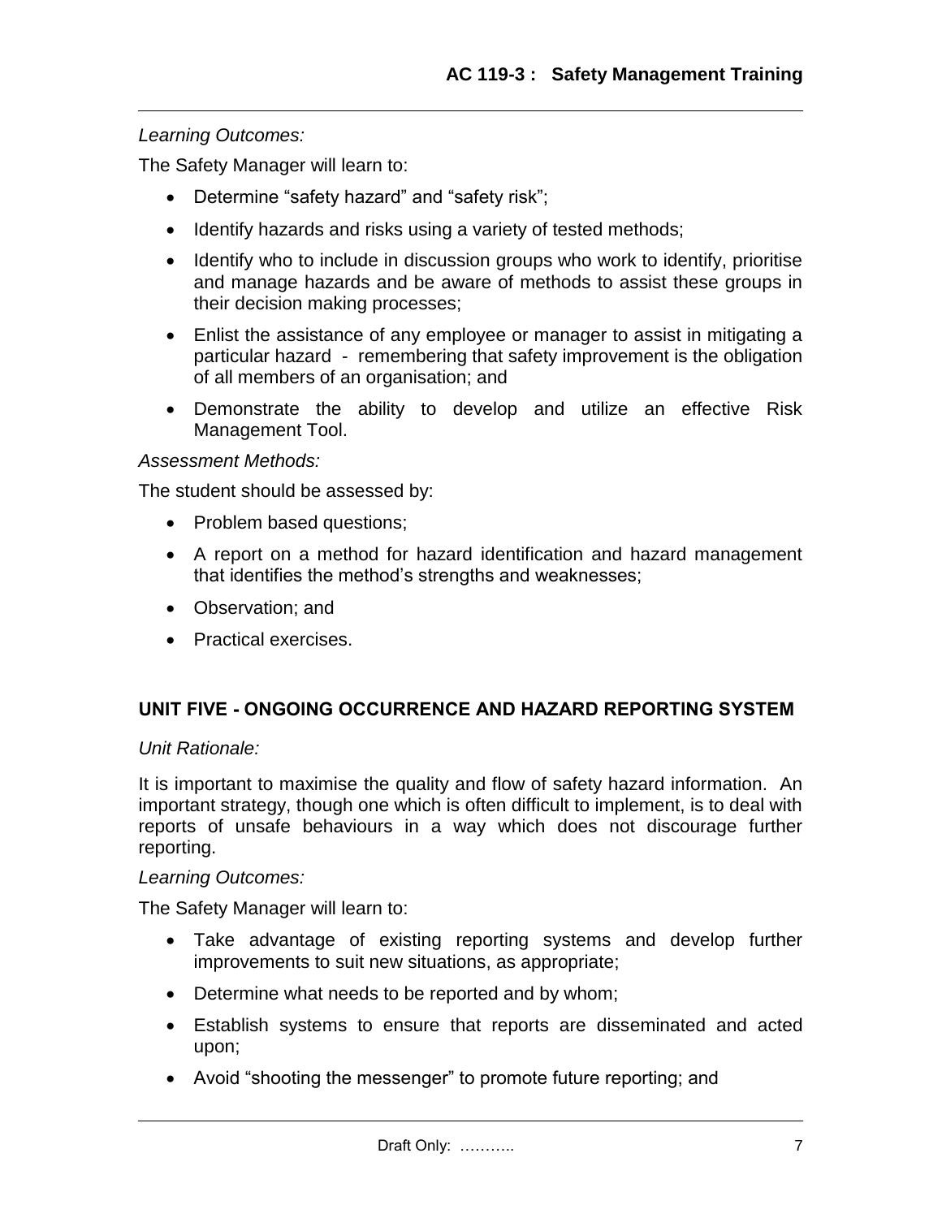*Learning Outcomes:*

The Safety Manager will learn to:

- Determine "safety hazard" and "safety risk";
- Identify hazards and risks using a variety of tested methods;
- Identify who to include in discussion groups who work to identify, prioritise and manage hazards and be aware of methods to assist these groups in their decision making processes;
- Enlist the assistance of any employee or manager to assist in mitigating a particular hazard - remembering that safety improvement is the obligation of all members of an organisation; and
- Demonstrate the ability to develop and utilize an effective Risk Management Tool.

*Assessment Methods:*

The student should be assessed by:

- Problem based questions;
- A report on a method for hazard identification and hazard management that identifies the method's strengths and weaknesses;
- Observation; and
- Practical exercises.

## UNIT FIVE - ONGOING OCCURRENCE AND HAZARD REPORTING SYSTEM

*Unit Rationale:*

It is important to maximise the quality and flow of safety hazard information. An important strategy, though one which is often difficult to implement, is to deal with reports of unsafe behaviours in a way which does not discourage further reporting.

*Learning Outcomes:*

The Safety Manager will learn to:

- Take advantage of existing reporting systems and develop further improvements to suit new situations, as appropriate;
- Determine what needs to be reported and by whom;
- Establish systems to ensure that reports are disseminated and acted upon;
- Avoid "shooting the messenger" to promote future reporting; and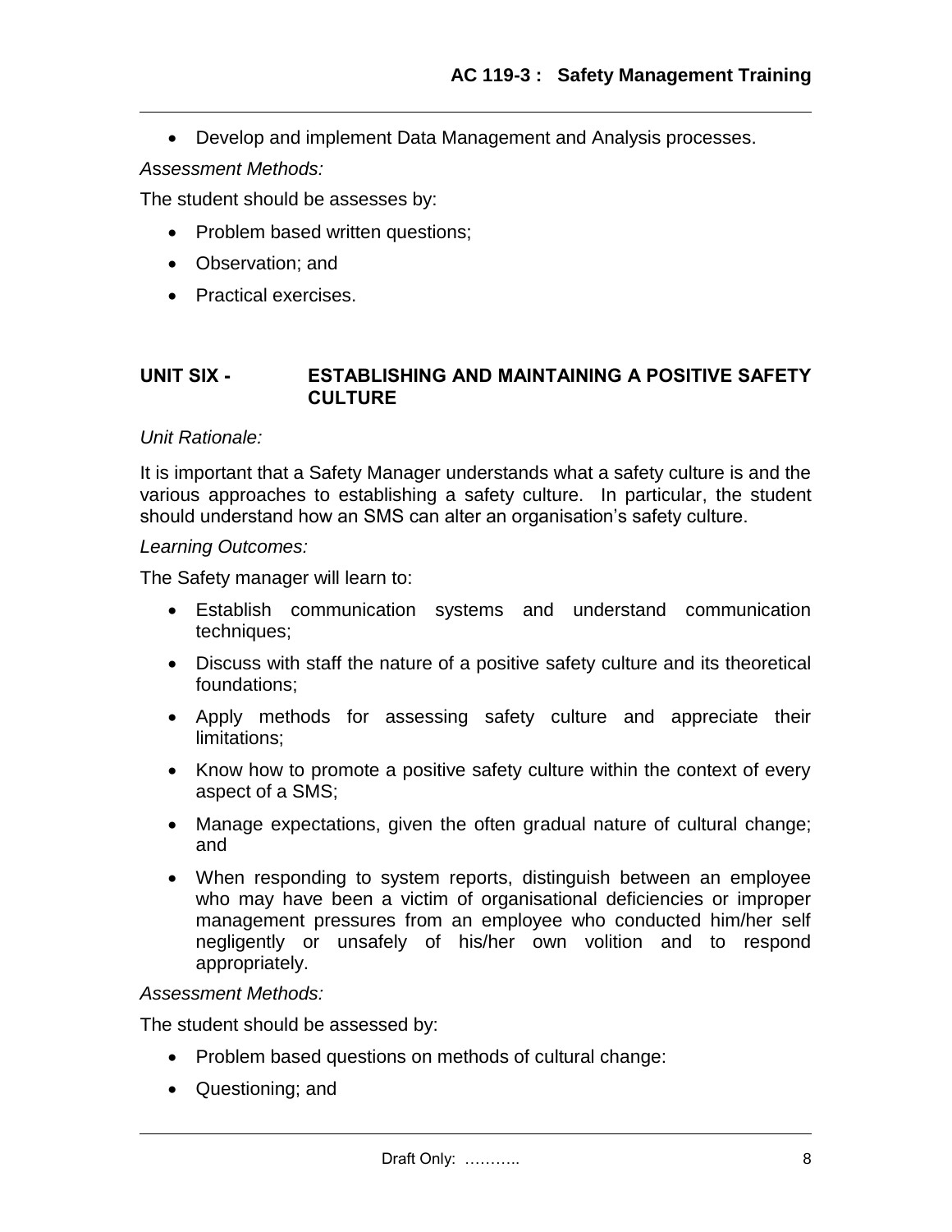- Develop and implement Data Management and Analysis processes.

*Assessment Methods:*

The student should be assesses by:

- Problem based written questions;
- Observation; and
- Practical exercises.

## UNIT SIX - ESTABLISHING AND MAINTAINING A POSITIVE SAFETY CULTURE

*Unit Rationale:*

It is important that a Safety Manager understands what a safety culture is and the various approaches to establishing a safety culture. In particular, the student should understand how an SMS can alter an organisation's safety culture.

*Learning Outcomes:*

The Safety manager will learn to:

- Establish communication systems and understand communication techniques;
- Discuss with staff the nature of a positive safety culture and its theoretical foundations;
- Apply methods for assessing safety culture and appreciate their limitations;
- Know how to promote a positive safety culture within the context of every aspect of a SMS;
- Manage expectations, given the often gradual nature of cultural change; and
- When responding to system reports, distinguish between an employee who may have been a victim of organisational deficiencies or improper management pressures from an employee who conducted him/her self negligently or unsafely of his/her own volition and to respond appropriately.

*Assessment Methods:*

The student should be assessed by:

- Problem based questions on methods of cultural change:
- Questioning; and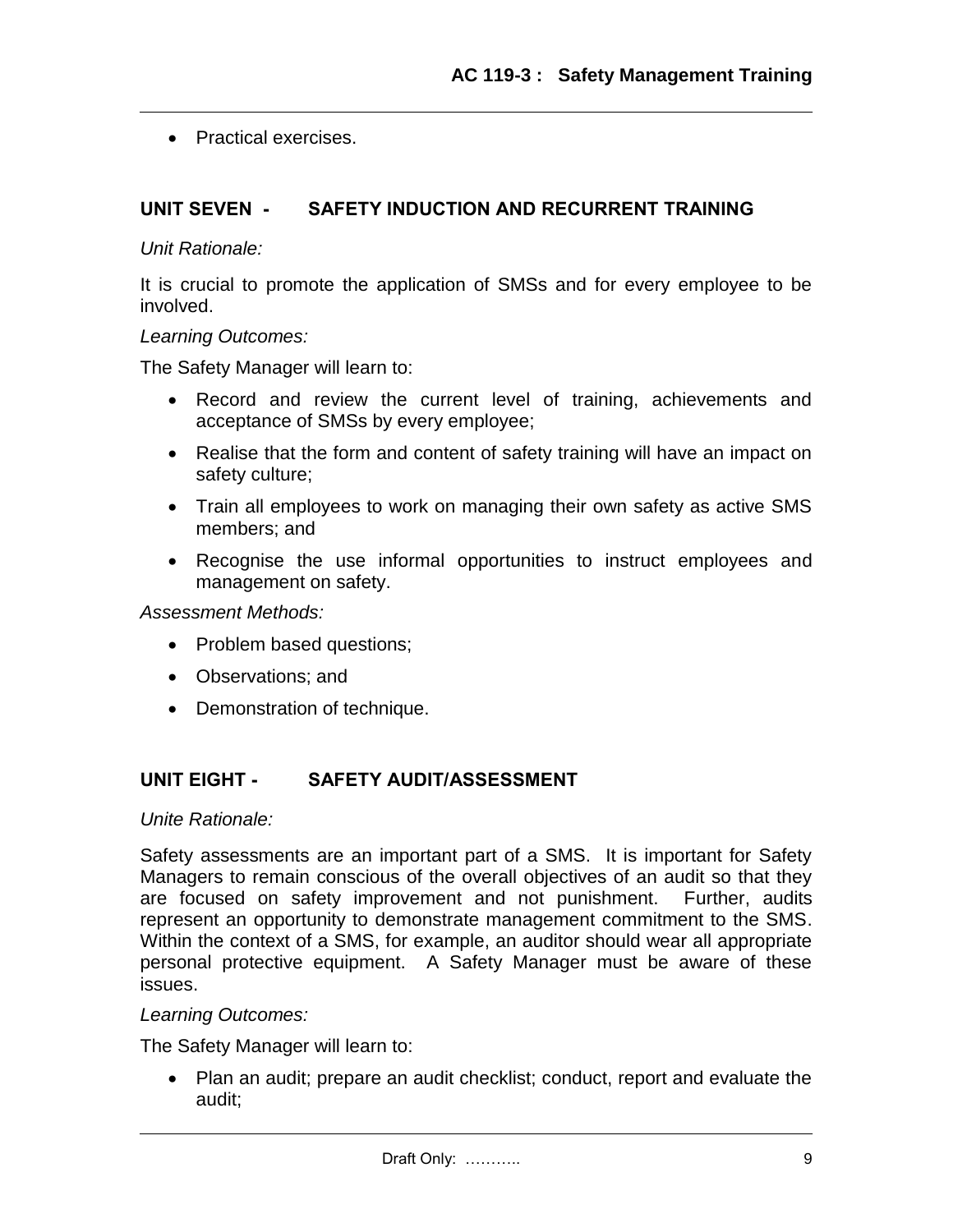- Practical exercises.

## UNIT SEVEN - SAFETY INDUCTION AND RECURRENT TRAINING

*Unit Rationale:*

It is crucial to promote the application of SMSs and for every employee to be involved.

*Learning Outcomes:*

The Safety Manager will learn to:

- Record and review the current level of training, achievements and acceptance of SMSs by every employee;
- Realise that the form and content of safety training will have an impact on safety culture;
- Train all employees to work on managing their own safety as active SMS members; and
- Recognise the use informal opportunities to instruct employees and management on safety.

*Assessment Methods:*

- Problem based questions;
- Observations; and
- Demonstration of technique.

## UNIT EIGHT - SAFETY AUDIT/ASSESSMENT

*Unite Rationale:*

Safety assessments are an important part of a SMS. It is important for Safety Managers to remain conscious of the overall objectives of an audit so that they are focused on safety improvement and not punishment. Further, audits represent an opportunity to demonstrate management commitment to the SMS. Within the context of a SMS, for example, an auditor should wear all appropriate personal protective equipment. A Safety Manager must be aware of these issues.

*Learning Outcomes:*

The Safety Manager will learn to:

- Plan an audit; prepare an audit checklist; conduct, report and evaluate the audit;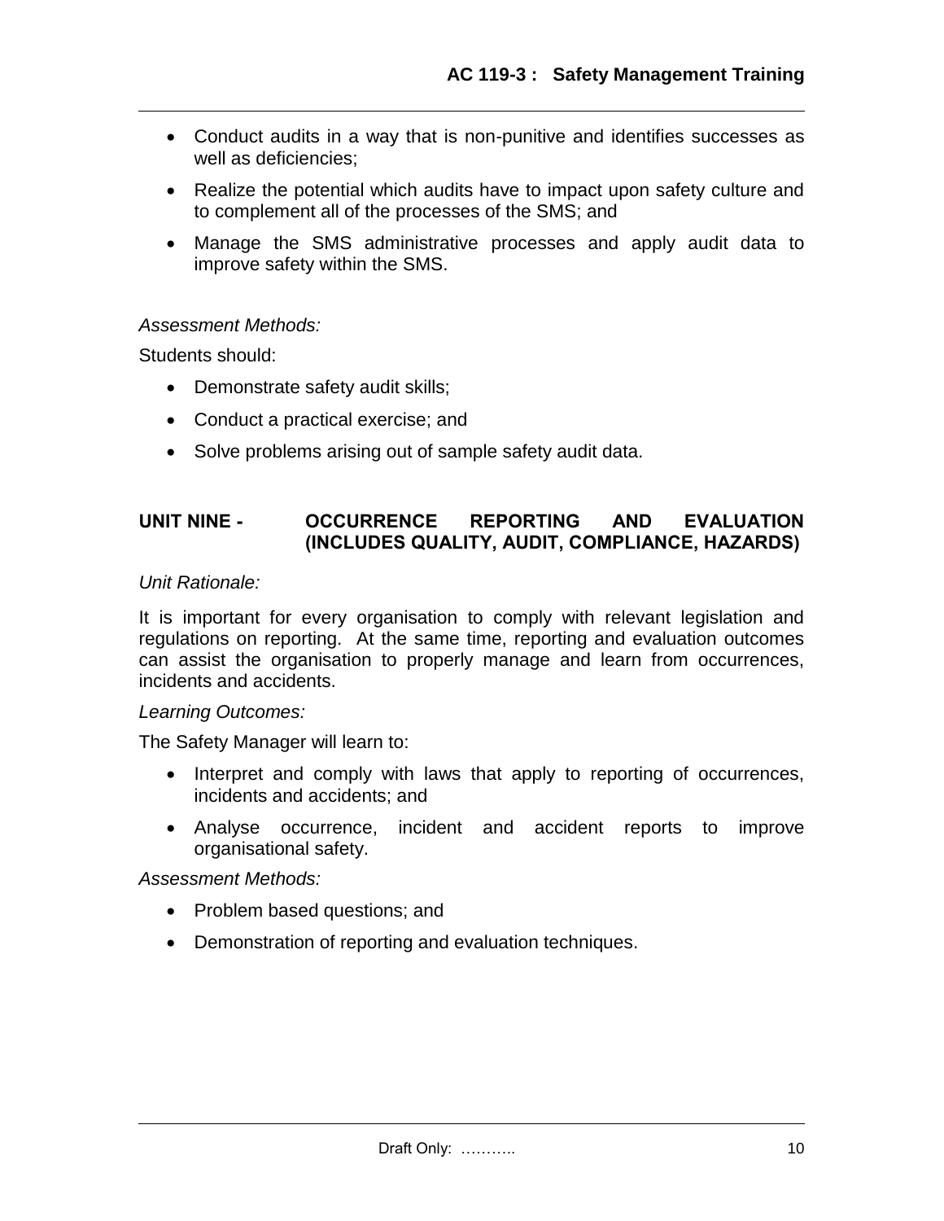- Conduct audits in a way that is non-punitive and identifies successes as well as deficiencies;
- Realize the potential which audits have to impact upon safety culture and to complement all of the processes of the SMS; and
- Manage the SMS administrative processes and apply audit data to improve safety within the SMS.

*Assessment Methods:*

Students should:

- Demonstrate safety audit skills;
- Conduct a practical exercise; and
- Solve problems arising out of sample safety audit data.

## UNIT NINE - OCCURRENCE REPORTING AND EVALUATION (INCLUDES QUALITY, AUDIT, COMPLIANCE, HAZARDS)

*Unit Rationale:*

It is important for every organisation to comply with relevant legislation and regulations on reporting. At the same time, reporting and evaluation outcomes can assist the organisation to properly manage and learn from occurrences, incidents and accidents.

*Learning Outcomes:*

The Safety Manager will learn to:

- Interpret and comply with laws that apply to reporting of occurrences, incidents and accidents; and
- Analyse occurrence, incident and accident reports to improve organisational safety.

*Assessment Methods:*

- Problem based questions; and
- Demonstration of reporting and evaluation techniques.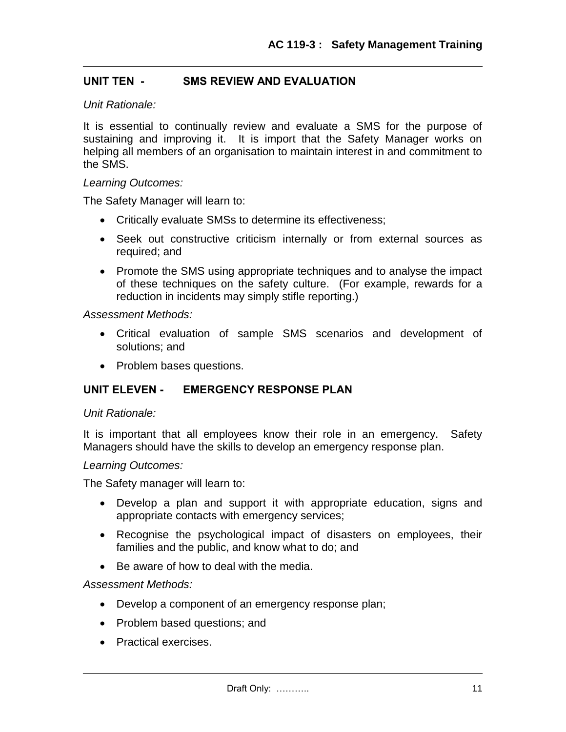## UNIT TEN - SMS REVIEW AND EVALUATION

*Unit Rationale:*

It is essential to continually review and evaluate a SMS for the purpose of sustaining and improving it. It is import that the Safety Manager works on helping all members of an organisation to maintain interest in and commitment to the SMS.

*Learning Outcomes:*

The Safety Manager will learn to:

- Critically evaluate SMSs to determine its effectiveness;
- Seek out constructive criticism internally or from external sources as required; and
- Promote the SMS using appropriate techniques and to analyse the impact of these techniques on the safety culture. (For example, rewards for a reduction in incidents may simply stifle reporting.)

*Assessment Methods:*

- Critical evaluation of sample SMS scenarios and development of solutions; and
- Problem bases questions.

## UNIT ELEVEN - EMERGENCY RESPONSE PLAN

*Unit Rationale:*

It is important that all employees know their role in an emergency. Safety Managers should have the skills to develop an emergency response plan.

*Learning Outcomes:*

The Safety manager will learn to:

- Develop a plan and support it with appropriate education, signs and appropriate contacts with emergency services;
- Recognise the psychological impact of disasters on employees, their families and the public, and know what to do; and
- Be aware of how to deal with the media.

*Assessment Methods:*

- Develop a component of an emergency response plan;
- Problem based questions; and
- Practical exercises.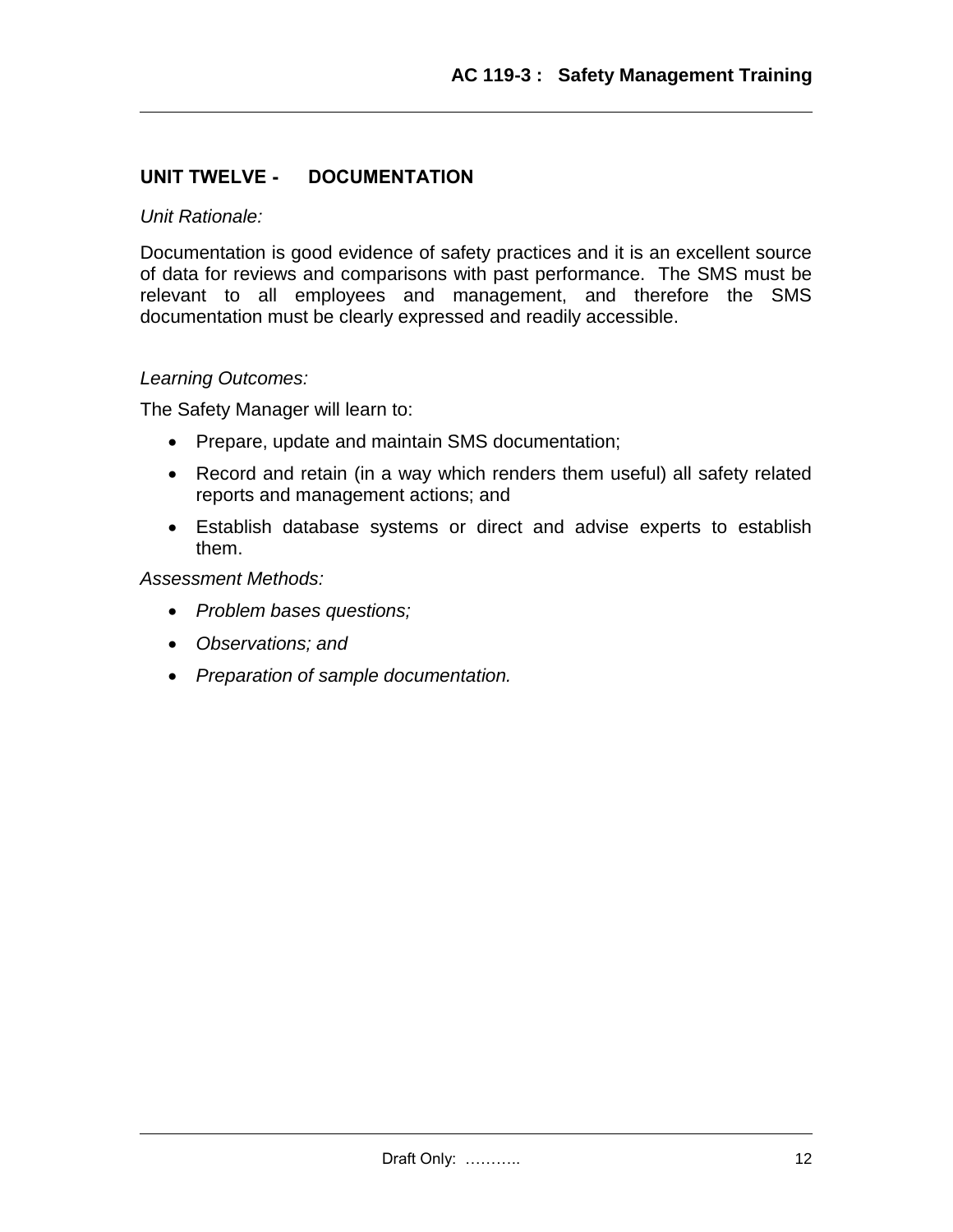## UNIT TWELVE - DOCUMENTATION

*Unit Rationale:*

Documentation is good evidence of safety practices and it is an excellent source of data for reviews and comparisons with past performance. The SMS must be relevant to all employees and management, and therefore the SMS documentation must be clearly expressed and readily accessible.

*Learning Outcomes:*

The Safety Manager will learn to:

- Prepare, update and maintain SMS documentation;
- Record and retain (in a way which renders them useful) all safety related reports and management actions; and
- Establish database systems or direct and advise experts to establish them.

*Assessment Methods:*

- *Problem bases questions;*
- *Observations; and*
- *Preparation of sample documentation.*